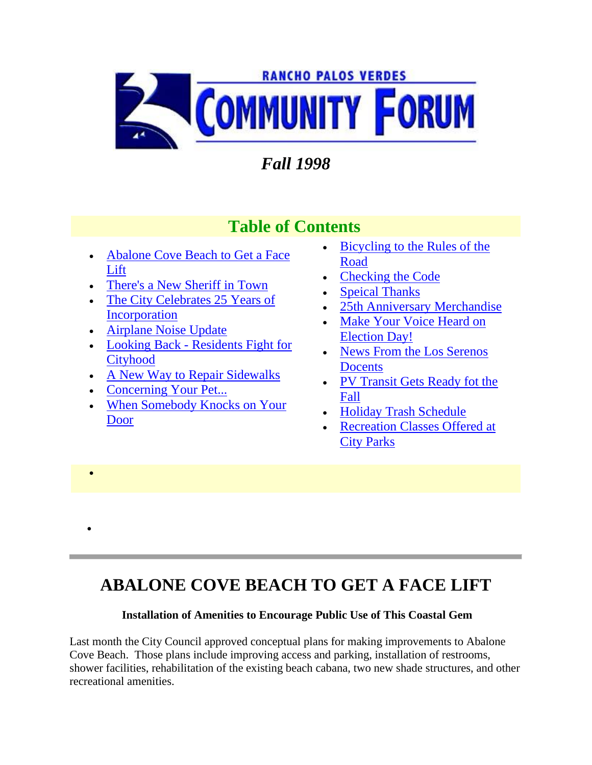# RANCHO PALOS VERDES COMMUNITY FORUM

*Fall 1998*

## Table of Contents

- Abalone Cove Beach to Get a Face Lift
- There's a New Sheriff in Town
- The City Celebrates 25 Years of Incorporation
- Airplane Noise Update
- Looking Back - Residents Fight for Cityhood
- A New Way to Repair Sidewalks
- Concerning Your Pet...
- When Somebody Knocks on Your Door
- Bicycling to the Rules of the Road
- Checking the Code
- Speical Thanks
- 25th Anniversary Merchandise
- Make Your Voice Heard on Election Day!
- News From the Los Serenos Docents
- PV Transit Gets Ready fot the Fall
- Holiday Trash Schedule
- Recreation Classes Offered at City Parks

---

# ABALONE COVE BEACH TO GET A FACE LIFT

**Installation of Amenities to Encourage Public Use of This Coastal Gem**

Last month the City Council approved conceptual plans for making improvements to Abalone Cove Beach. Those plans include improving access and parking, installation of restrooms, shower facilities, rehabilitation of the existing beach cabana, two new shade structures, and other recreational amenities.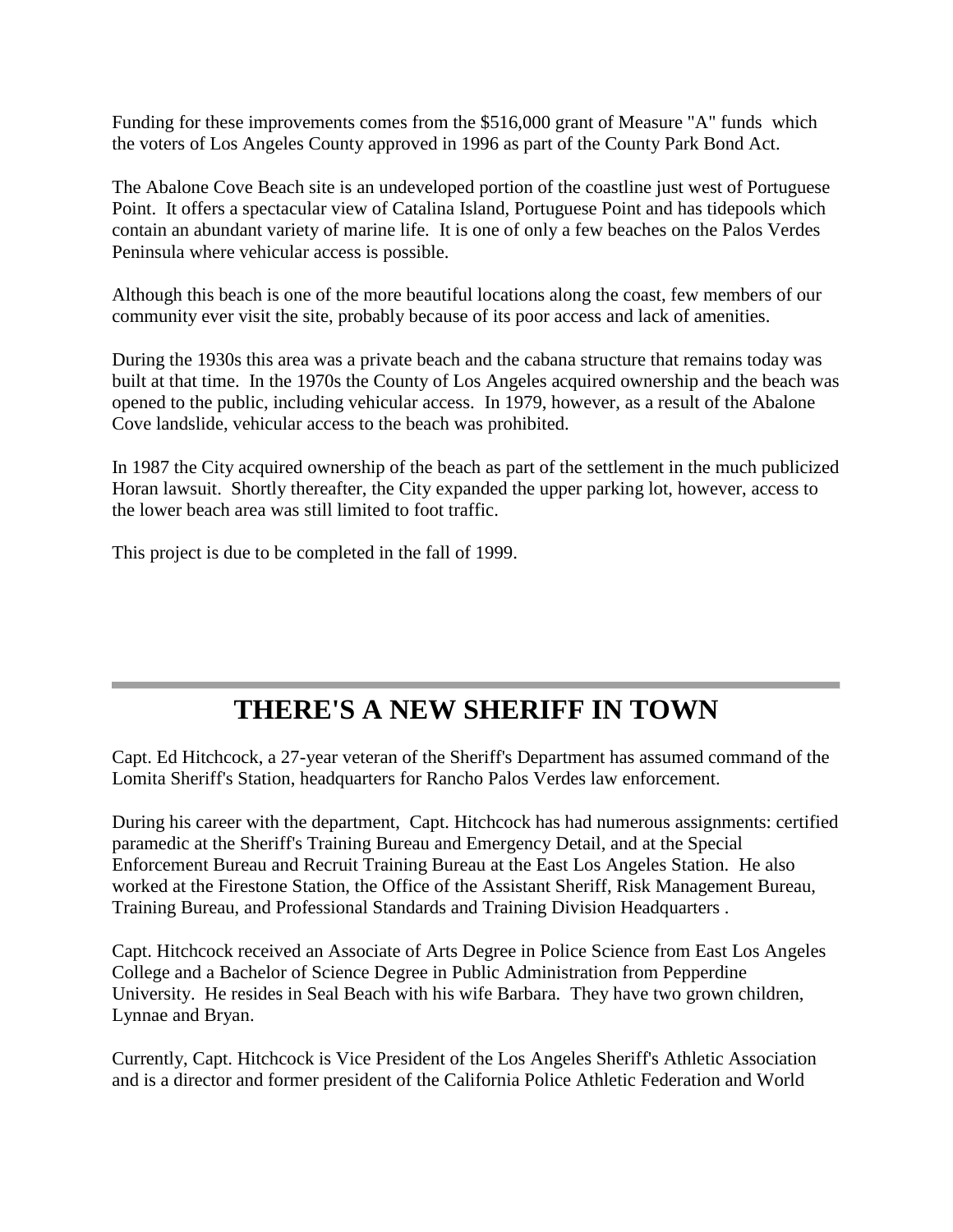Funding for these improvements comes from the $516,000 grant of Measure "A" funds which the voters of Los Angeles County approved in 1996 as part of the County Park Bond Act.

The Abalone Cove Beach site is an undeveloped portion of the coastline just west of Portuguese Point. It offers a spectacular view of Catalina Island, Portuguese Point and has tidepools which contain an abundant variety of marine life. It is one of only a few beaches on the Palos Verdes Peninsula where vehicular access is possible.

Although this beach is one of the more beautiful locations along the coast, few members of our community ever visit the site, probably because of its poor access and lack of amenities.

During the 1930s this area was a private beach and the cabana structure that remains today was built at that time. In the 1970s the County of Los Angeles acquired ownership and the beach was opened to the public, including vehicular access. In 1979, however, as a result of the Abalone Cove landslide, vehicular access to the beach was prohibited.

In 1987 the City acquired ownership of the beach as part of the settlement in the much publicized Horan lawsuit. Shortly thereafter, the City expanded the upper parking lot, however, access to the lower beach area was still limited to foot traffic.

This project is due to be completed in the fall of 1999.

---

# THERE'S A NEW SHERIFF IN TOWN

Capt. Ed Hitchcock, a 27-year veteran of the Sheriff's Department has assumed command of the Lomita Sheriff's Station, headquarters for Rancho Palos Verdes law enforcement.

During his career with the department, Capt. Hitchcock has had numerous assignments: certified paramedic at the Sheriff's Training Bureau and Emergency Detail, and at the Special Enforcement Bureau and Recruit Training Bureau at the East Los Angeles Station. He also worked at the Firestone Station, the Office of the Assistant Sheriff, Risk Management Bureau, Training Bureau, and Professional Standards and Training Division Headquarters .

Capt. Hitchcock received an Associate of Arts Degree in Police Science from East Los Angeles College and a Bachelor of Science Degree in Public Administration from Pepperdine University. He resides in Seal Beach with his wife Barbara. They have two grown children, Lynnae and Bryan.

Currently, Capt. Hitchcock is Vice President of the Los Angeles Sheriff's Athletic Association and is a director and former president of the California Police Athletic Federation and World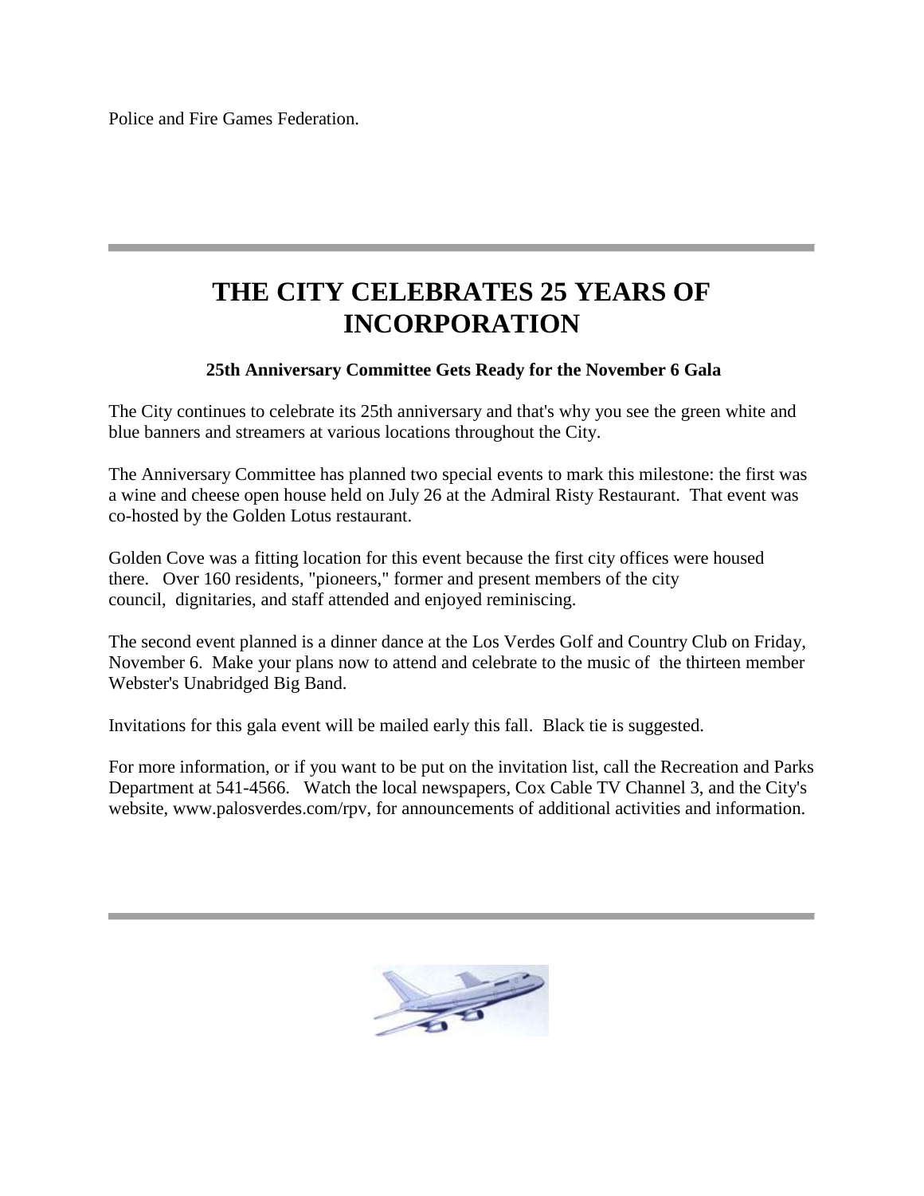Police and Fire Games Federation.

---

# THE CITY CELEBRATES 25 YEARS OF INCORPORATION

**25th Anniversary Committee Gets Ready for the November 6 Gala**

The City continues to celebrate its 25th anniversary and that's why you see the green white and blue banners and streamers at various locations throughout the City.

The Anniversary Committee has planned two special events to mark this milestone: the first was a wine and cheese open house held on July 26 at the Admiral Risty Restaurant. That event was co-hosted by the Golden Lotus restaurant.

Golden Cove was a fitting location for this event because the first city offices were housed there. Over 160 residents, "pioneers," former and present members of the city council, dignitaries, and staff attended and enjoyed reminiscing.

The second event planned is a dinner dance at the Los Verdes Golf and Country Club on Friday, November 6. Make your plans now to attend and celebrate to the music of the thirteen member Webster's Unabridged Big Band.

Invitations for this gala event will be mailed early this fall. Black tie is suggested.

For more information, or if you want to be put on the invitation list, call the Recreation and Parks Department at 541-4566. Watch the local newspapers, Cox Cable TV Channel 3, and the City's website, www.palosverdes.com/rpv, for announcements of additional activities and information.

---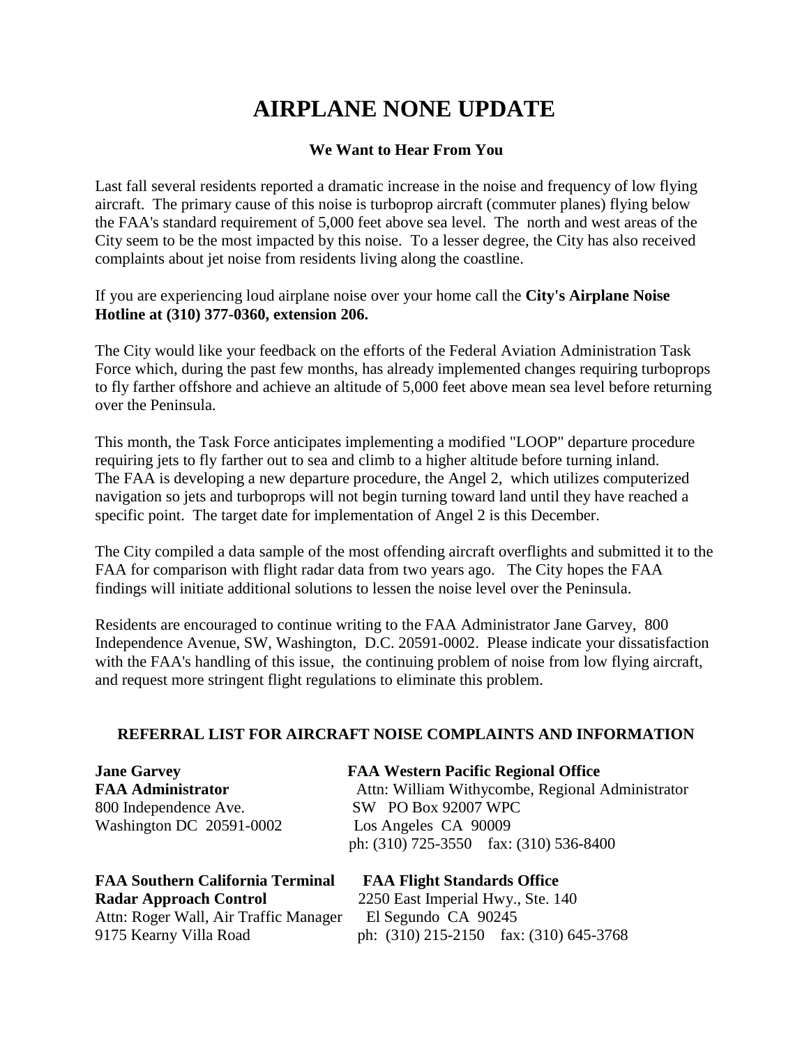# AIRPLANE NONE UPDATE

**We Want to Hear From You**

Last fall several residents reported a dramatic increase in the noise and frequency of low flying aircraft. The primary cause of this noise is turboprop aircraft (commuter planes) flying below the FAA's standard requirement of 5,000 feet above sea level. The north and west areas of the City seem to be the most impacted by this noise. To a lesser degree, the City has also received complaints about jet noise from residents living along the coastline.

If you are experiencing loud airplane noise over your home call the **City's Airplane Noise Hotline at (310) 377-0360, extension 206.**

The City would like your feedback on the efforts of the Federal Aviation Administration Task Force which, during the past few months, has already implemented changes requiring turboprops to fly farther offshore and achieve an altitude of 5,000 feet above mean sea level before returning over the Peninsula.

This month, the Task Force anticipates implementing a modified "LOOP" departure procedure requiring jets to fly farther out to sea and climb to a higher altitude before turning inland. The FAA is developing a new departure procedure, the Angel 2, which utilizes computerized navigation so jets and turboprops will not begin turning toward land until they have reached a specific point. The target date for implementation of Angel 2 is this December.

The City compiled a data sample of the most offending aircraft overflights and submitted it to the FAA for comparison with flight radar data from two years ago. The City hopes the FAA findings will initiate additional solutions to lessen the noise level over the Peninsula.

Residents are encouraged to continue writing to the FAA Administrator Jane Garvey, 800 Independence Avenue, SW, Washington, D.C. 20591-0002. Please indicate your dissatisfaction with the FAA's handling of this issue, the continuing problem of noise from low flying aircraft, and request more stringent flight regulations to eliminate this problem.

## REFERRAL LIST FOR AIRCRAFT NOISE COMPLAINTS AND INFORMATION

**Jane Garvey**
**FAA Administrator**
800 Independence Ave. SW
Washington DC 20591-0002

**FAA Western Pacific Regional Office**
Attn: William Withycombe, Regional Administrator
PO Box 92007 WPC
Los Angeles CA 90009
ph: (310) 725-3550 fax: (310) 536-8400

**FAA Southern California Terminal Radar Approach Control**
Attn: Roger Wall, Air Traffic Manager
9175 Kearny Villa Road

**FAA Flight Standards Office**
2250 East Imperial Hwy., Ste. 140
El Segundo CA 90245
ph: (310) 215-2150 fax: (310) 645-3768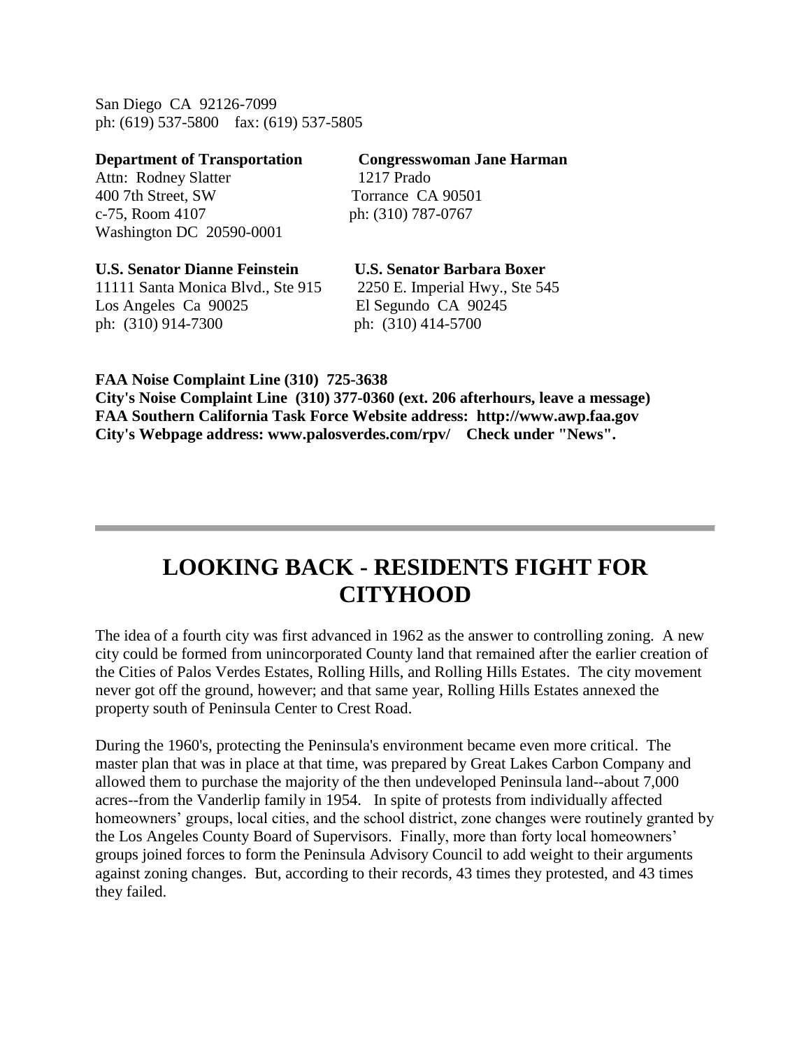San Diego CA 92126-7099
ph: (619) 537-5800 fax: (619) 537-5805

**Department of Transportation**
Attn: Rodney Slatter
400 7th Street, SW
c-75, Room 4107
Washington DC 20590-0001

**Congresswoman Jane Harman**
1217 Prado
Torrance CA 90501
ph: (310) 787-0767

**U.S. Senator Dianne Feinstein**
11111 Santa Monica Blvd., Ste 915
Los Angeles Ca 90025
ph: (310) 914-7300

**U.S. Senator Barbara Boxer**
2250 E. Imperial Hwy., Ste 545
El Segundo CA 90245
ph: (310) 414-5700

**FAA Noise Complaint Line (310) 725-3638**
**City's Noise Complaint Line (310) 377-0360 (ext. 206 afterhours, leave a message)**
**FAA Southern California Task Force Website address: http://www.awp.faa.gov**
**City's Webpage address: www.palosverdes.com/rpv/ Check under "News".**

---

# LOOKING BACK - RESIDENTS FIGHT FOR CITYHOOD

The idea of a fourth city was first advanced in 1962 as the answer to controlling zoning. A new city could be formed from unincorporated County land that remained after the earlier creation of the Cities of Palos Verdes Estates, Rolling Hills, and Rolling Hills Estates. The city movement never got off the ground, however; and that same year, Rolling Hills Estates annexed the property south of Peninsula Center to Crest Road.

During the 1960's, protecting the Peninsula's environment became even more critical. The master plan that was in place at that time, was prepared by Great Lakes Carbon Company and allowed them to purchase the majority of the then undeveloped Peninsula land--about 7,000 acres--from the Vanderlip family in 1954. In spite of protests from individually affected homeowners' groups, local cities, and the school district, zone changes were routinely granted by the Los Angeles County Board of Supervisors. Finally, more than forty local homeowners' groups joined forces to form the Peninsula Advisory Council to add weight to their arguments against zoning changes. But, according to their records, 43 times they protested, and 43 times they failed.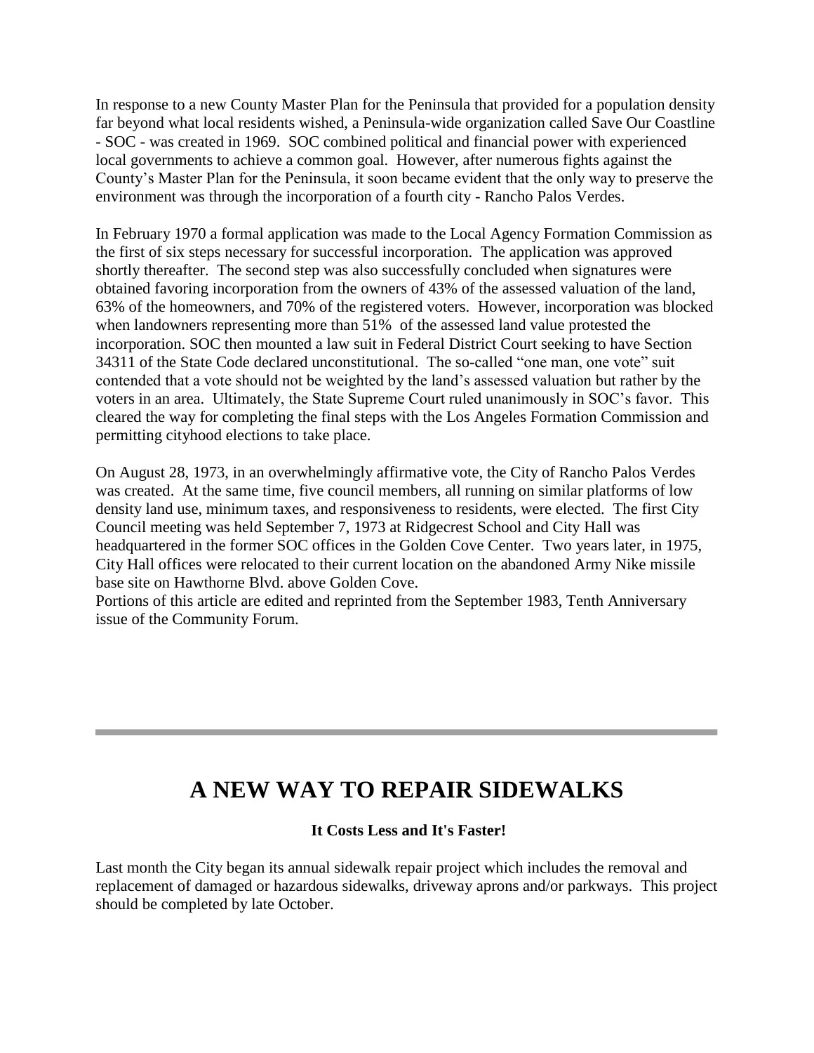In response to a new County Master Plan for the Peninsula that provided for a population density far beyond what local residents wished, a Peninsula-wide organization called Save Our Coastline - SOC - was created in 1969. SOC combined political and financial power with experienced local governments to achieve a common goal. However, after numerous fights against the County's Master Plan for the Peninsula, it soon became evident that the only way to preserve the environment was through the incorporation of a fourth city - Rancho Palos Verdes.

In February 1970 a formal application was made to the Local Agency Formation Commission as the first of six steps necessary for successful incorporation. The application was approved shortly thereafter. The second step was also successfully concluded when signatures were obtained favoring incorporation from the owners of 43% of the assessed valuation of the land, 63% of the homeowners, and 70% of the registered voters. However, incorporation was blocked when landowners representing more than 51% of the assessed land value protested the incorporation. SOC then mounted a law suit in Federal District Court seeking to have Section 34311 of the State Code declared unconstitutional. The so-called "one man, one vote" suit contended that a vote should not be weighted by the land's assessed valuation but rather by the voters in an area. Ultimately, the State Supreme Court ruled unanimously in SOC's favor. This cleared the way for completing the final steps with the Los Angeles Formation Commission and permitting cityhood elections to take place.

On August 28, 1973, in an overwhelmingly affirmative vote, the City of Rancho Palos Verdes was created. At the same time, five council members, all running on similar platforms of low density land use, minimum taxes, and responsiveness to residents, were elected. The first City Council meeting was held September 7, 1973 at Ridgecrest School and City Hall was headquartered in the former SOC offices in the Golden Cove Center. Two years later, in 1975, City Hall offices were relocated to their current location on the abandoned Army Nike missile base site on Hawthorne Blvd. above Golden Cove.
Portions of this article are edited and reprinted from the September 1983, Tenth Anniversary issue of the Community Forum.

---

# A NEW WAY TO REPAIR SIDEWALKS

**It Costs Less and It's Faster!**

Last month the City began its annual sidewalk repair project which includes the removal and replacement of damaged or hazardous sidewalks, driveway aprons and/or parkways. This project should be completed by late October.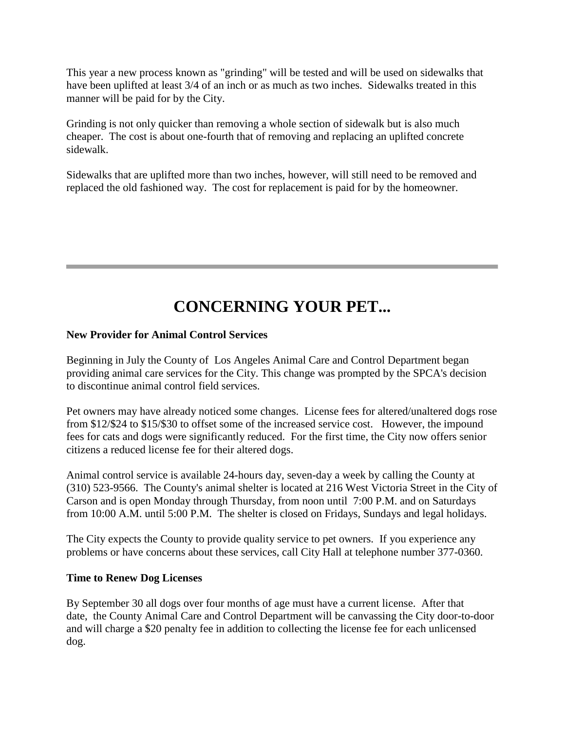This year a new process known as "grinding" will be tested and will be used on sidewalks that have been uplifted at least 3/4 of an inch or as much as two inches. Sidewalks treated in this manner will be paid for by the City.

Grinding is not only quicker than removing a whole section of sidewalk but is also much cheaper. The cost is about one-fourth that of removing and replacing an uplifted concrete sidewalk.

Sidewalks that are uplifted more than two inches, however, will still need to be removed and replaced the old fashioned way. The cost for replacement is paid for by the homeowner.

---

# CONCERNING YOUR PET...

**New Provider for Animal Control Services**

Beginning in July the County of Los Angeles Animal Care and Control Department began providing animal care services for the City. This change was prompted by the SPCA's decision to discontinue animal control field services.

Pet owners may have already noticed some changes. License fees for altered/unaltered dogs rose from $12/$24 to $15/$30 to offset some of the increased service cost. However, the impound fees for cats and dogs were significantly reduced. For the first time, the City now offers senior citizens a reduced license fee for their altered dogs.

Animal control service is available 24-hours day, seven-day a week by calling the County at (310) 523-9566. The County's animal shelter is located at 216 West Victoria Street in the City of Carson and is open Monday through Thursday, from noon until 7:00 P.M. and on Saturdays from 10:00 A.M. until 5:00 P.M. The shelter is closed on Fridays, Sundays and legal holidays.

The City expects the County to provide quality service to pet owners. If you experience any problems or have concerns about these services, call City Hall at telephone number 377-0360.

**Time to Renew Dog Licenses**

By September 30 all dogs over four months of age must have a current license. After that date, the County Animal Care and Control Department will be canvassing the City door-to-door and will charge a $20 penalty fee in addition to collecting the license fee for each unlicensed dog.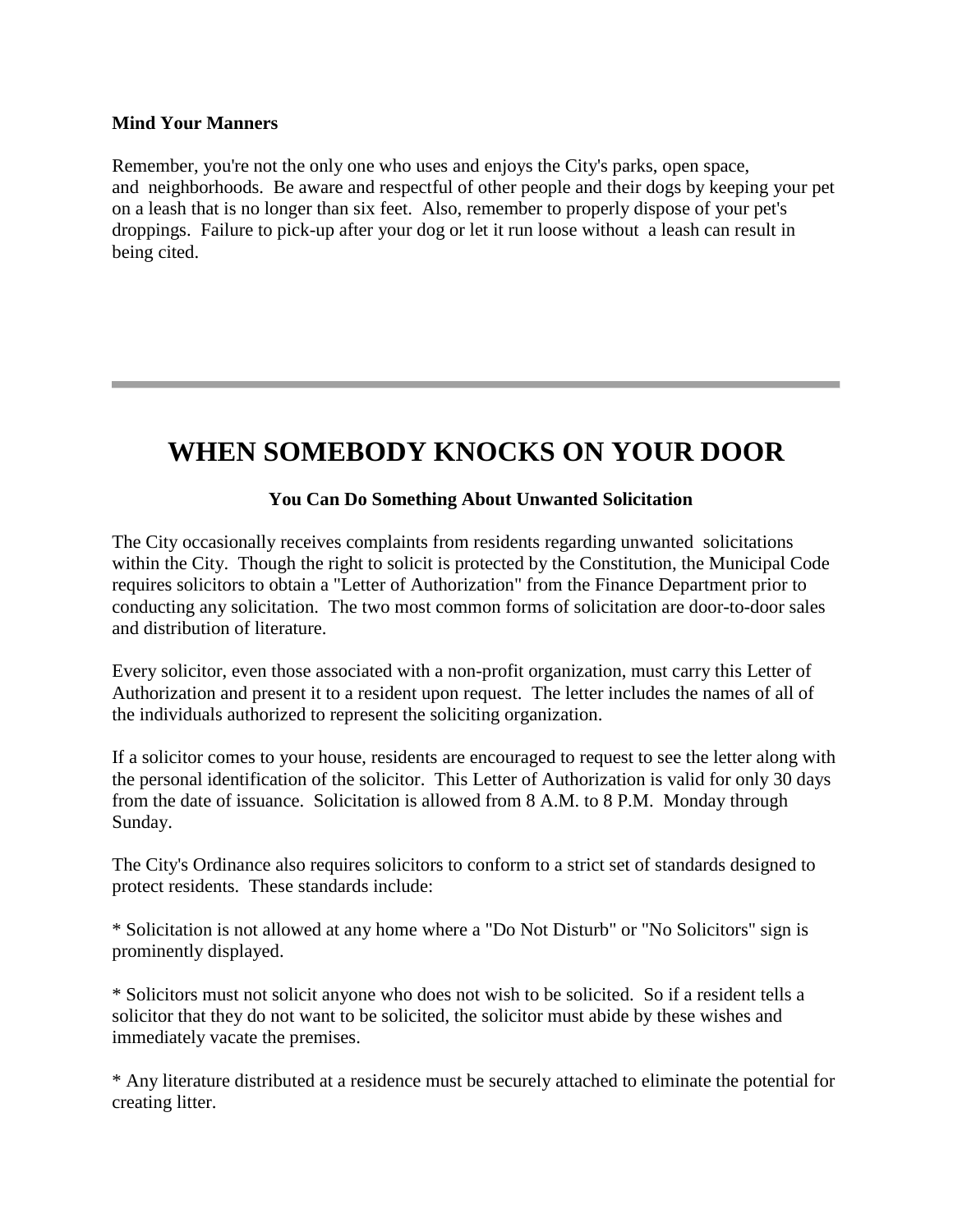**Mind Your Manners**

Remember, you're not the only one who uses and enjoys the City's parks, open space, and neighborhoods. Be aware and respectful of other people and their dogs by keeping your pet on a leash that is no longer than six feet. Also, remember to properly dispose of your pet's droppings. Failure to pick-up after your dog or let it run loose without a leash can result in being cited.

---

# WHEN SOMEBODY KNOCKS ON YOUR DOOR

**You Can Do Something About Unwanted Solicitation**

The City occasionally receives complaints from residents regarding unwanted solicitations within the City. Though the right to solicit is protected by the Constitution, the Municipal Code requires solicitors to obtain a "Letter of Authorization" from the Finance Department prior to conducting any solicitation. The two most common forms of solicitation are door-to-door sales and distribution of literature.

Every solicitor, even those associated with a non-profit organization, must carry this Letter of Authorization and present it to a resident upon request. The letter includes the names of all of the individuals authorized to represent the soliciting organization.

If a solicitor comes to your house, residents are encouraged to request to see the letter along with the personal identification of the solicitor. This Letter of Authorization is valid for only 30 days from the date of issuance. Solicitation is allowed from 8 A.M. to 8 P.M. Monday through Sunday.

The City's Ordinance also requires solicitors to conform to a strict set of standards designed to protect residents. These standards include:

* Solicitation is not allowed at any home where a "Do Not Disturb" or "No Solicitors" sign is prominently displayed.

* Solicitors must not solicit anyone who does not wish to be solicited. So if a resident tells a solicitor that they do not want to be solicited, the solicitor must abide by these wishes and immediately vacate the premises.

* Any literature distributed at a residence must be securely attached to eliminate the potential for creating litter.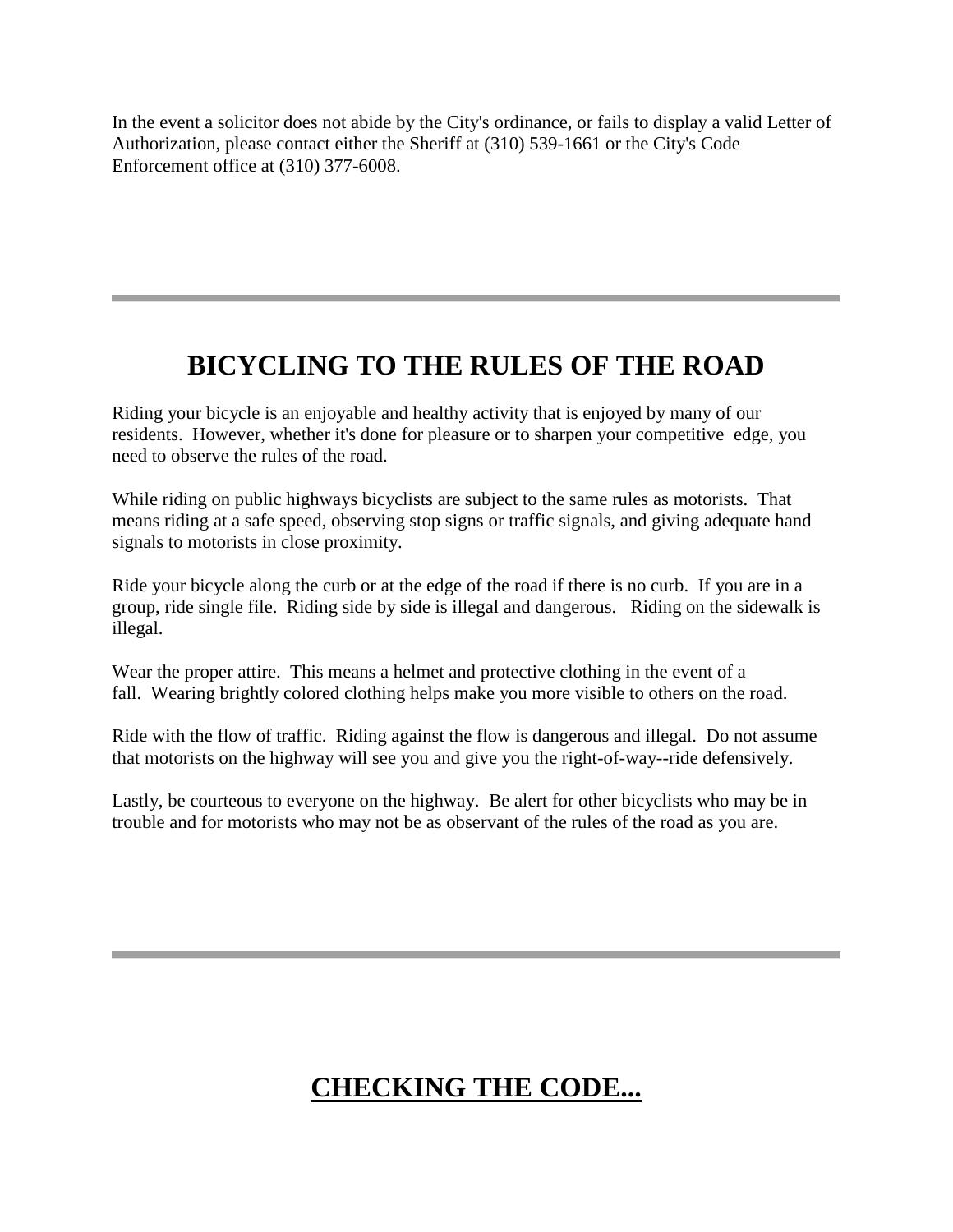In the event a solicitor does not abide by the City's ordinance, or fails to display a valid Letter of Authorization, please contact either the Sheriff at (310) 539-1661 or the City's Code Enforcement office at (310) 377-6008.

---

## BICYCLING TO THE RULES OF THE ROAD

Riding your bicycle is an enjoyable and healthy activity that is enjoyed by many of our residents. However, whether it's done for pleasure or to sharpen your competitive edge, you need to observe the rules of the road.

While riding on public highways bicyclists are subject to the same rules as motorists. That means riding at a safe speed, observing stop signs or traffic signals, and giving adequate hand signals to motorists in close proximity.

Ride your bicycle along the curb or at the edge of the road if there is no curb. If you are in a group, ride single file. Riding side by side is illegal and dangerous. Riding on the sidewalk is illegal.

Wear the proper attire. This means a helmet and protective clothing in the event of a fall. Wearing brightly colored clothing helps make you more visible to others on the road.

Ride with the flow of traffic. Riding against the flow is dangerous and illegal. Do not assume that motorists on the highway will see you and give you the right-of-way--ride defensively.

Lastly, be courteous to everyone on the highway. Be alert for other bicyclists who may be in trouble and for motorists who may not be as observant of the rules of the road as you are.

---

## CHECKING THE CODE...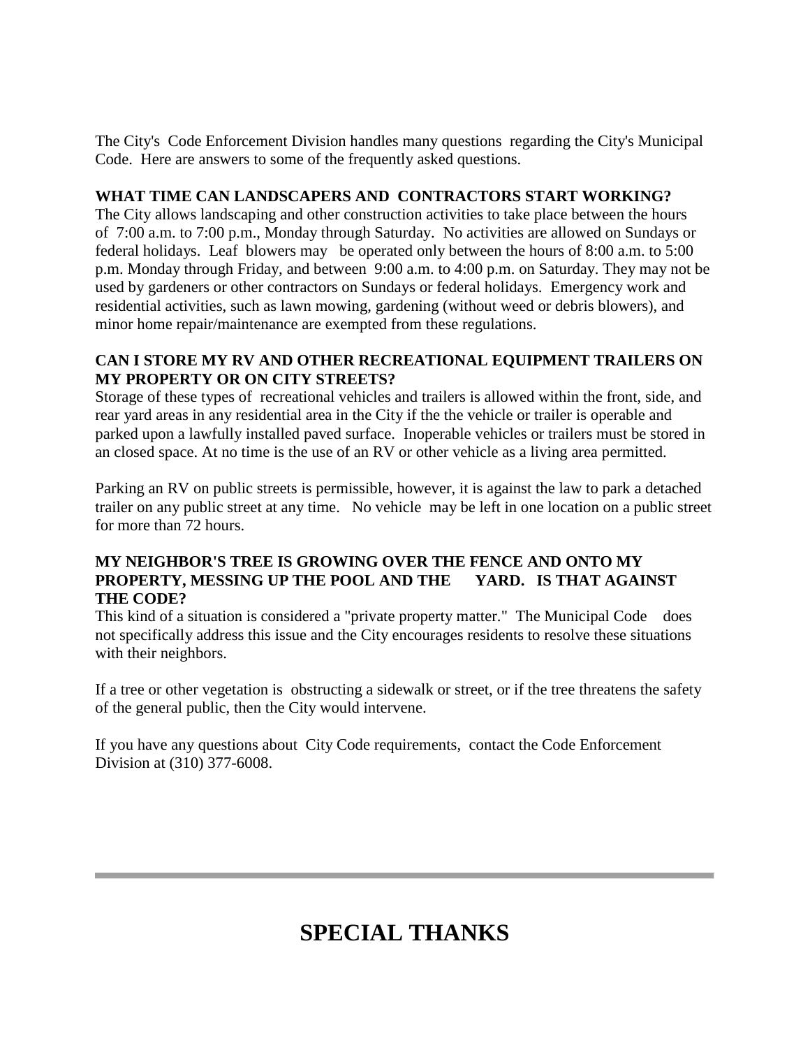The City's Code Enforcement Division handles many questions regarding the City's Municipal Code. Here are answers to some of the frequently asked questions.

**WHAT TIME CAN LANDSCAPERS AND CONTRACTORS START WORKING?**

The City allows landscaping and other construction activities to take place between the hours of 7:00 a.m. to 7:00 p.m., Monday through Saturday. No activities are allowed on Sundays or federal holidays. Leaf blowers may be operated only between the hours of 8:00 a.m. to 5:00 p.m. Monday through Friday, and between 9:00 a.m. to 4:00 p.m. on Saturday. They may not be used by gardeners or other contractors on Sundays or federal holidays. Emergency work and residential activities, such as lawn mowing, gardening (without weed or debris blowers), and minor home repair/maintenance are exempted from these regulations.

**CAN I STORE MY RV AND OTHER RECREATIONAL EQUIPMENT TRAILERS ON MY PROPERTY OR ON CITY STREETS?**

Storage of these types of recreational vehicles and trailers is allowed within the front, side, and rear yard areas in any residential area in the City if the the vehicle or trailer is operable and parked upon a lawfully installed paved surface. Inoperable vehicles or trailers must be stored in an closed space. At no time is the use of an RV or other vehicle as a living area permitted.

Parking an RV on public streets is permissible, however, it is against the law to park a detached trailer on any public street at any time. No vehicle may be left in one location on a public street for more than 72 hours.

**MY NEIGHBOR'S TREE IS GROWING OVER THE FENCE AND ONTO MY PROPERTY, MESSING UP THE POOL AND THE YARD. IS THAT AGAINST THE CODE?**

This kind of a situation is considered a "private property matter." The Municipal Code does not specifically address this issue and the City encourages residents to resolve these situations with their neighbors.

If a tree or other vegetation is obstructing a sidewalk or street, or if the tree threatens the safety of the general public, then the City would intervene.

If you have any questions about City Code requirements, contact the Code Enforcement Division at (310) 377-6008.

---

# SPECIAL THANKS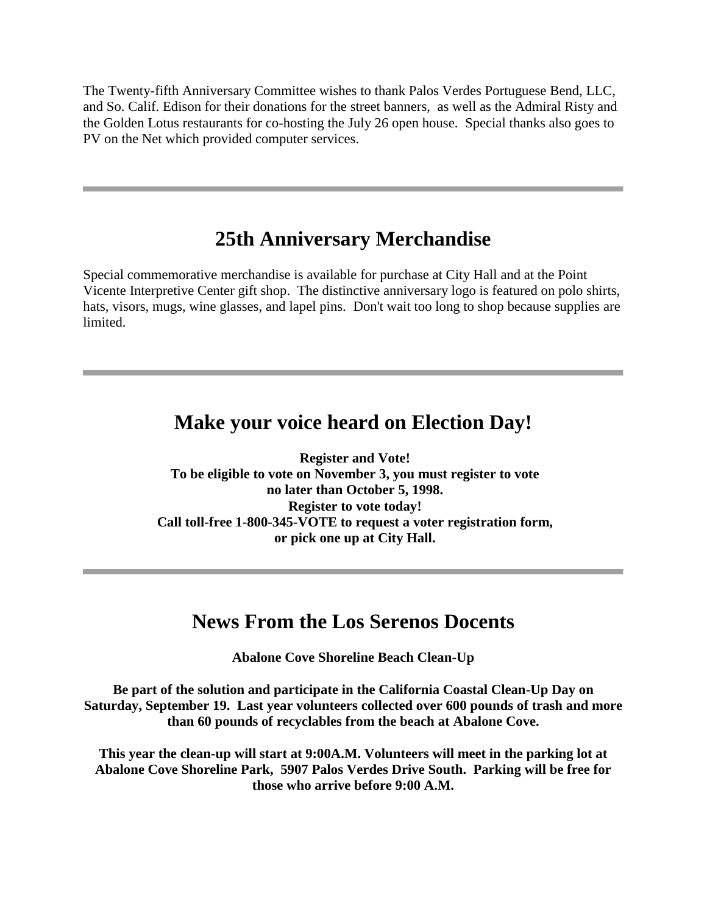The Twenty-fifth Anniversary Committee wishes to thank Palos Verdes Portuguese Bend, LLC, and So. Calif. Edison for their donations for the street banners, as well as the Admiral Risty and the Golden Lotus restaurants for co-hosting the July 26 open house. Special thanks also goes to PV on the Net which provided computer services.

---

## 25th Anniversary Merchandise

Special commemorative merchandise is available for purchase at City Hall and at the Point Vicente Interpretive Center gift shop. The distinctive anniversary logo is featured on polo shirts, hats, visors, mugs, wine glasses, and lapel pins. Don't wait too long to shop because supplies are limited.

---

## Make your voice heard on Election Day!

**Register and Vote!**
**To be eligible to vote on November 3, you must register to vote no later than October 5, 1998.**
**Register to vote today!**
**Call toll-free 1-800-345-VOTE to request a voter registration form, or pick one up at City Hall.**

---

## News From the Los Serenos Docents

**Abalone Cove Shoreline Beach Clean-Up**

**Be part of the solution and participate in the California Coastal Clean-Up Day on Saturday, September 19. Last year volunteers collected over 600 pounds of trash and more than 60 pounds of recyclables from the beach at Abalone Cove.**

**This year the clean-up will start at 9:00A.M. Volunteers will meet in the parking lot at Abalone Cove Shoreline Park, 5907 Palos Verdes Drive South. Parking will be free for those who arrive before 9:00 A.M.**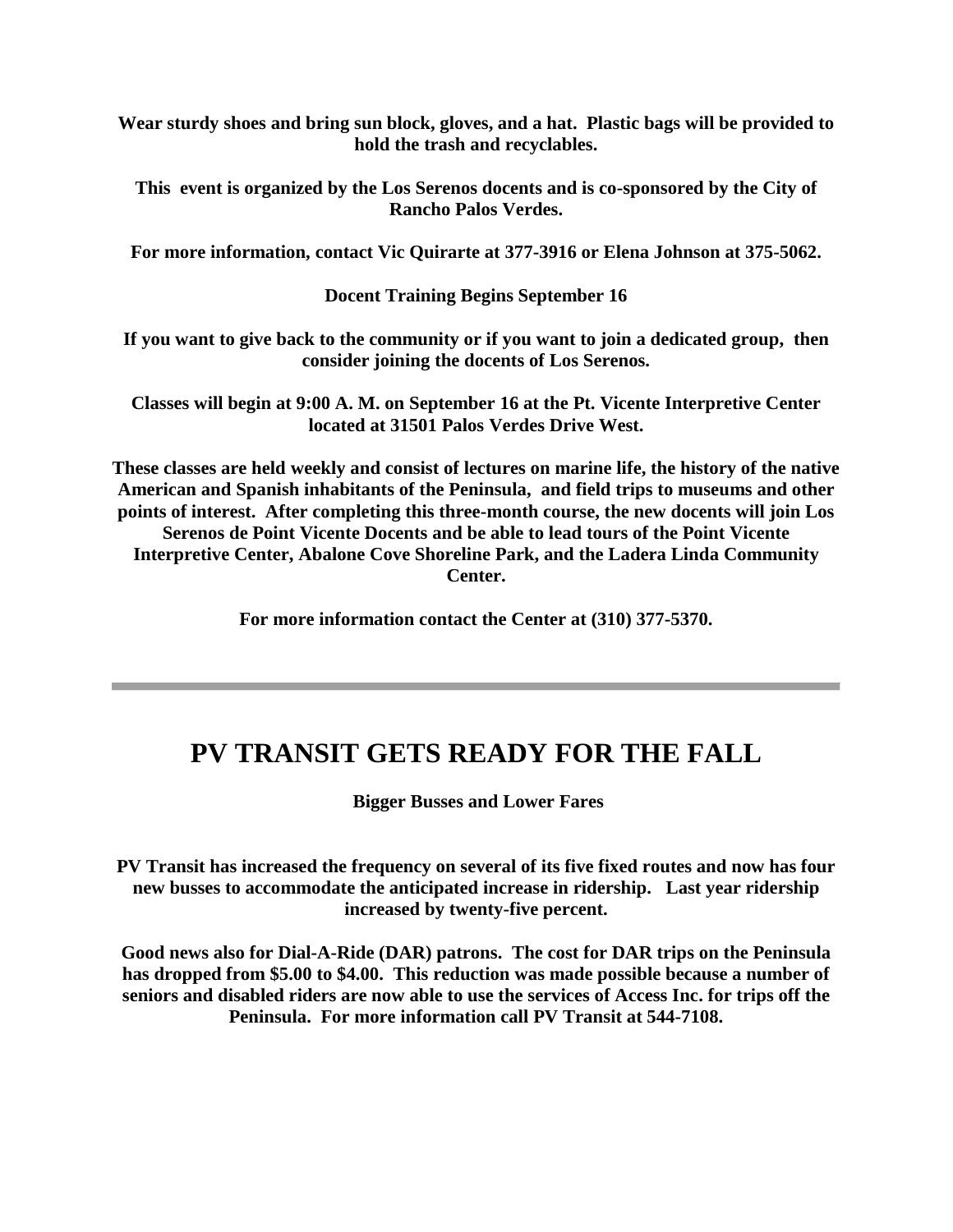**Wear sturdy shoes and bring sun block, gloves, and a hat. Plastic bags will be provided to hold the trash and recyclables.**

**This event is organized by the Los Serenos docents and is co-sponsored by the City of Rancho Palos Verdes.**

**For more information, contact Vic Quirarte at 377-3916 or Elena Johnson at 375-5062.**

**Docent Training Begins September 16**

**If you want to give back to the community or if you want to join a dedicated group, then consider joining the docents of Los Serenos.**

**Classes will begin at 9:00 A. M. on September 16 at the Pt. Vicente Interpretive Center located at 31501 Palos Verdes Drive West.**

**These classes are held weekly and consist of lectures on marine life, the history of the native American and Spanish inhabitants of the Peninsula, and field trips to museums and other points of interest. After completing this three-month course, the new docents will join Los Serenos de Point Vicente Docents and be able to lead tours of the Point Vicente Interpretive Center, Abalone Cove Shoreline Park, and the Ladera Linda Community Center.**

**For more information contact the Center at (310) 377-5370.**

---

# PV TRANSIT GETS READY FOR THE FALL

**Bigger Busses and Lower Fares**

**PV Transit has increased the frequency on several of its five fixed routes and now has four new busses to accommodate the anticipated increase in ridership. Last year ridership increased by twenty-five percent.**

**Good news also for Dial-A-Ride (DAR) patrons. The cost for DAR trips on the Peninsula has dropped from $5.00 to $4.00. This reduction was made possible because a number of seniors and disabled riders are now able to use the services of Access Inc. for trips off the Peninsula. For more information call PV Transit at 544-7108.**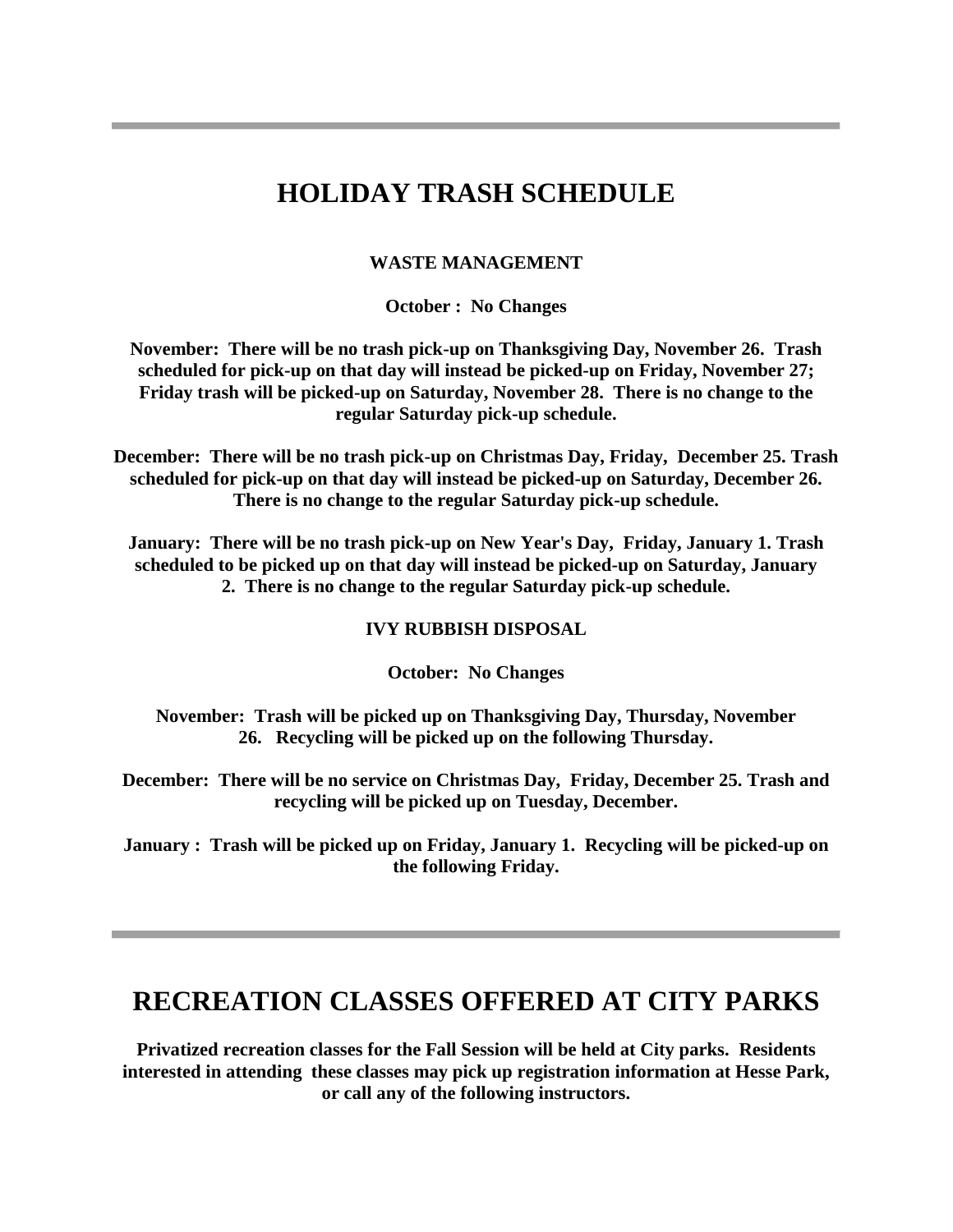---

# HOLIDAY TRASH SCHEDULE

**WASTE MANAGEMENT**

**October : No Changes**

**November: There will be no trash pick-up on Thanksgiving Day, November 26. Trash scheduled for pick-up on that day will instead be picked-up on Friday, November 27; Friday trash will be picked-up on Saturday, November 28. There is no change to the regular Saturday pick-up schedule.**

**December: There will be no trash pick-up on Christmas Day, Friday, December 25. Trash scheduled for pick-up on that day will instead be picked-up on Saturday, December 26. There is no change to the regular Saturday pick-up schedule.**

**January: There will be no trash pick-up on New Year's Day, Friday, January 1. Trash scheduled to be picked up on that day will instead be picked-up on Saturday, January 2. There is no change to the regular Saturday pick-up schedule.**

**IVY RUBBISH DISPOSAL**

**October: No Changes**

**November: Trash will be picked up on Thanksgiving Day, Thursday, November 26. Recycling will be picked up on the following Thursday.**

**December: There will be no service on Christmas Day, Friday, December 25. Trash and recycling will be picked up on Tuesday, December.**

**January : Trash will be picked up on Friday, January 1. Recycling will be picked-up on the following Friday.**

---

# RECREATION CLASSES OFFERED AT CITY PARKS

**Privatized recreation classes for the Fall Session will be held at City parks. Residents interested in attending these classes may pick up registration information at Hesse Park, or call any of the following instructors.**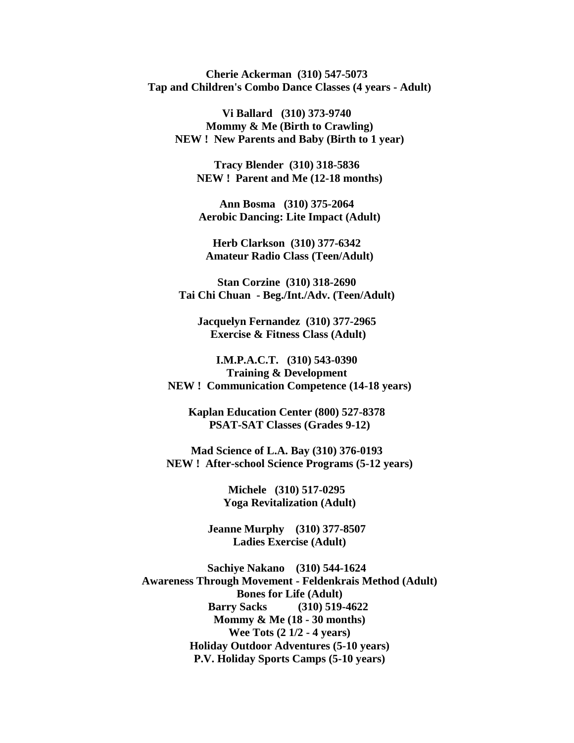**Cherie Ackerman (310) 547-5073**
**Tap and Children's Combo Dance Classes (4 years - Adult)**

**Vi Ballard (310) 373-9740**
**Mommy & Me (Birth to Crawling)**
**NEW ! New Parents and Baby (Birth to 1 year)**

**Tracy Blender (310) 318-5836**
**NEW ! Parent and Me (12-18 months)**

**Ann Bosma (310) 375-2064**
**Aerobic Dancing: Lite Impact (Adult)**

**Herb Clarkson (310) 377-6342**
**Amateur Radio Class (Teen/Adult)**

**Stan Corzine (310) 318-2690**
**Tai Chi Chuan - Beg./Int./Adv. (Teen/Adult)**

**Jacquelyn Fernandez (310) 377-2965**
**Exercise & Fitness Class (Adult)**

**I.M.P.A.C.T. (310) 543-0390**
**Training & Development**
**NEW ! Communication Competence (14-18 years)**

**Kaplan Education Center (800) 527-8378**
**PSAT-SAT Classes (Grades 9-12)**

**Mad Science of L.A. Bay (310) 376-0193**
**NEW ! After-school Science Programs (5-12 years)**

**Michele (310) 517-0295**
**Yoga Revitalization (Adult)**

**Jeanne Murphy (310) 377-8507**
**Ladies Exercise (Adult)**

**Sachiye Nakano (310) 544-1624**
**Awareness Through Movement - Feldenkrais Method (Adult)**
**Bones for Life (Adult)**

**Barry Sacks (310) 519-4622**
**Mommy & Me (18 - 30 months)**
**Wee Tots (2 1/2 - 4 years)**
**Holiday Outdoor Adventures (5-10 years)**
**P.V. Holiday Sports Camps (5-10 years)**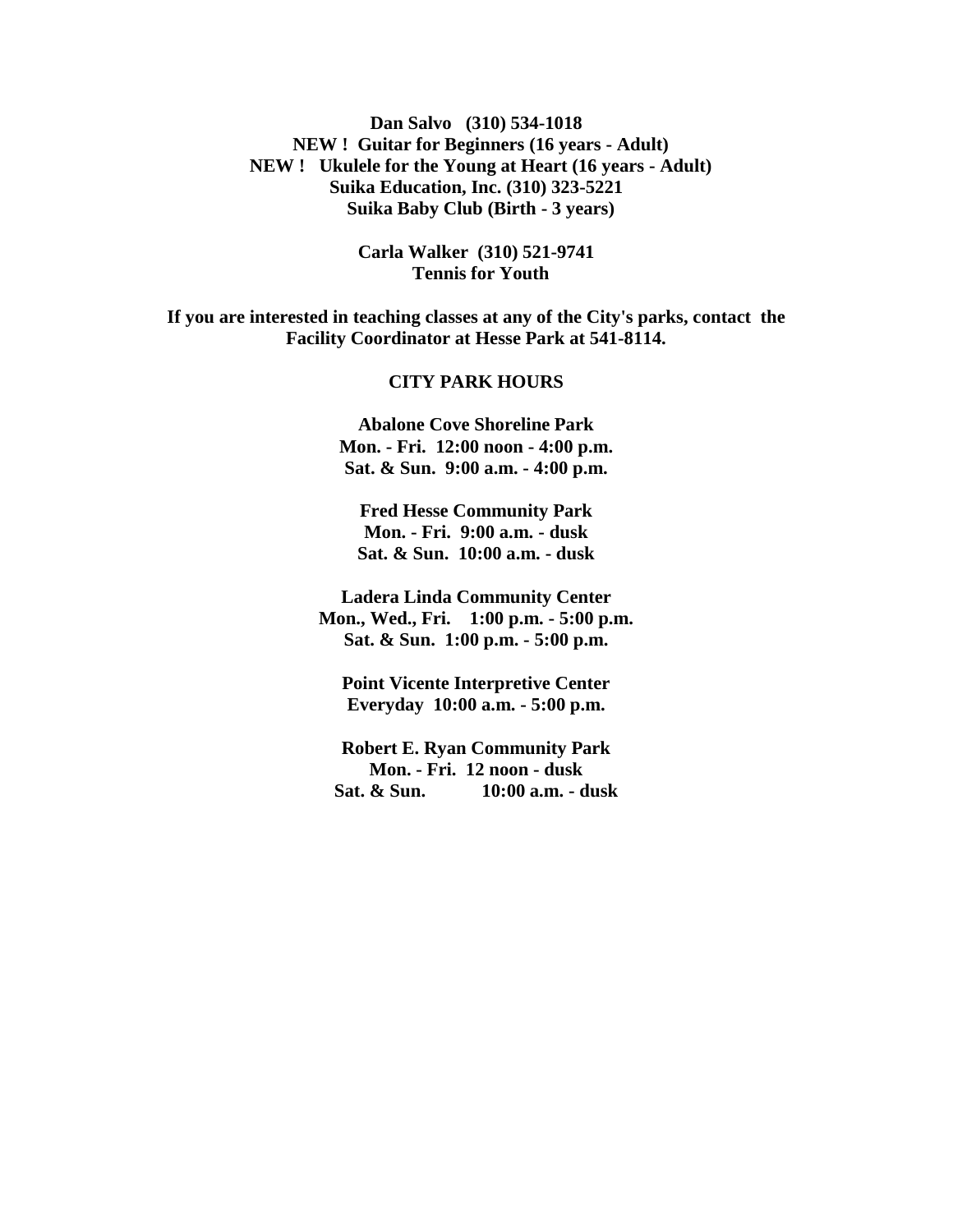**Dan Salvo (310) 534-1018**
**NEW ! Guitar for Beginners (16 years - Adult)**
**NEW ! Ukulele for the Young at Heart (16 years - Adult)**
**Suika Education, Inc. (310) 323-5221**
**Suika Baby Club (Birth - 3 years)**

**Carla Walker (310) 521-9741**
**Tennis for Youth**

**If you are interested in teaching classes at any of the City's parks, contact the Facility Coordinator at Hesse Park at 541-8114.**

## CITY PARK HOURS

**Abalone Cove Shoreline Park**
**Mon. - Fri. 12:00 noon - 4:00 p.m.**
**Sat. & Sun. 9:00 a.m. - 4:00 p.m.**

**Fred Hesse Community Park**
**Mon. - Fri. 9:00 a.m. - dusk**
**Sat. & Sun. 10:00 a.m. - dusk**

**Ladera Linda Community Center**
**Mon., Wed., Fri. 1:00 p.m. - 5:00 p.m.**
**Sat. & Sun. 1:00 p.m. - 5:00 p.m.**

**Point Vicente Interpretive Center**
**Everyday 10:00 a.m. - 5:00 p.m.**

**Robert E. Ryan Community Park**
**Mon. - Fri. 12 noon - dusk**
**Sat. & Sun. 10:00 a.m. - dusk**